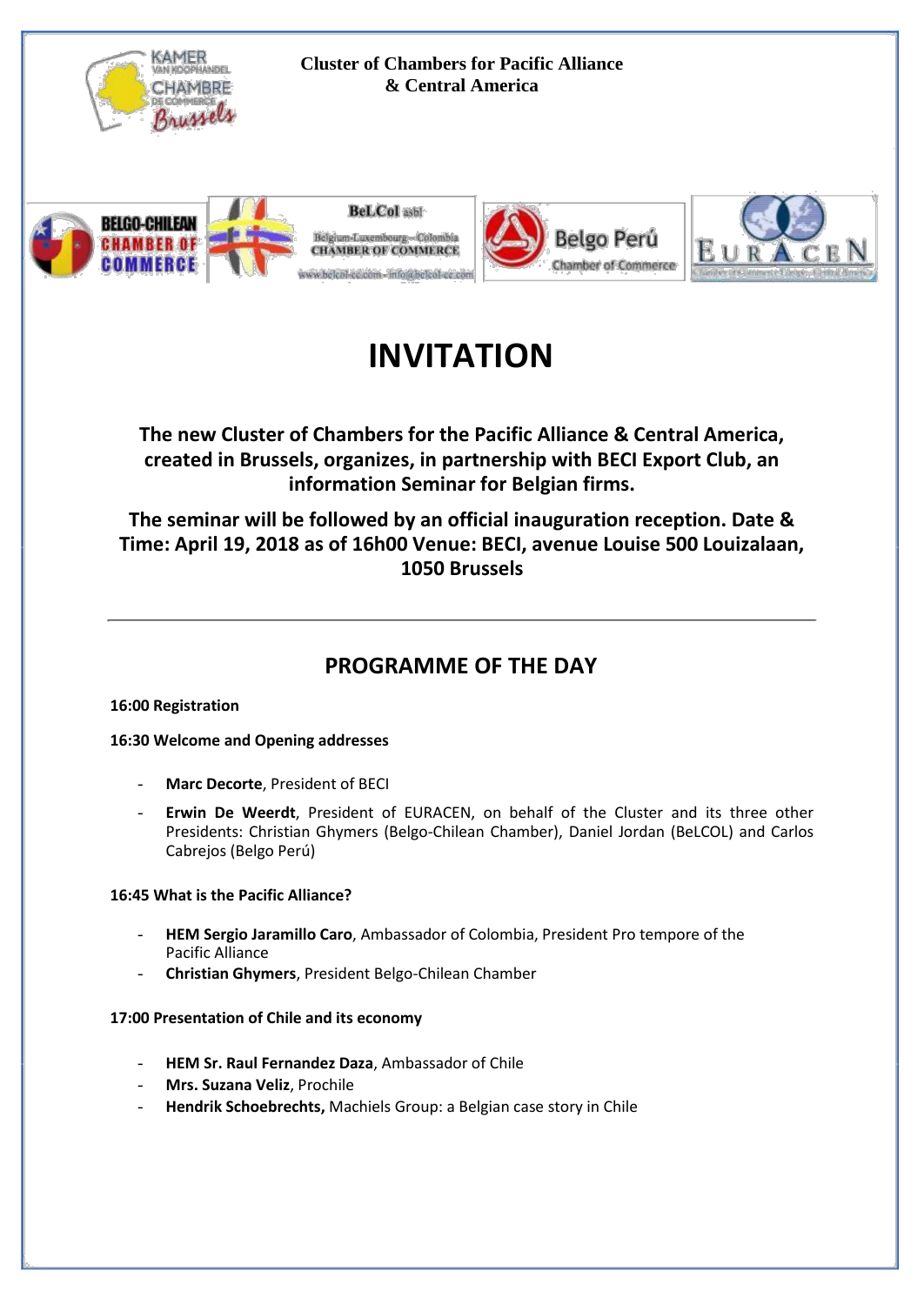**Cluster of Chambers for Pacific Alliance & Central America**

# INVITATION

**The new Cluster of Chambers for the Pacific Alliance & Central America, created in Brussels, organizes, in partnership with BECI Export Club, an information Seminar for Belgian firms.**

**The seminar will be followed by an official inauguration reception. Date & Time: April 19, 2018 as of 16h00 Venue: BECI, avenue Louise 500 Louizalaan, 1050 Brussels**

---

## PROGRAMME OF THE DAY

**16:00 Registration**

**16:30 Welcome and Opening addresses**

- **Marc Decorte**, President of BECI
- **Erwin De Weerdt**, President of EURACEN, on behalf of the Cluster and its three other Presidents: Christian Ghymers (Belgo-Chilean Chamber), Daniel Jordan (BeLCOL) and Carlos Cabrejos (Belgo Perú)

**16:45 What is the Pacific Alliance?**

- **HEM Sergio Jaramillo Caro**, Ambassador of Colombia, President Pro tempore of the Pacific Alliance
- **Christian Ghymers**, President Belgo-Chilean Chamber

**17:00 Presentation of Chile and its economy**

- **HEM Sr. Raul Fernandez Daza**, Ambassador of Chile
- **Mrs. Suzana Veliz**, Prochile
- **Hendrik Schoebrechts,** Machiels Group: a Belgian case story in Chile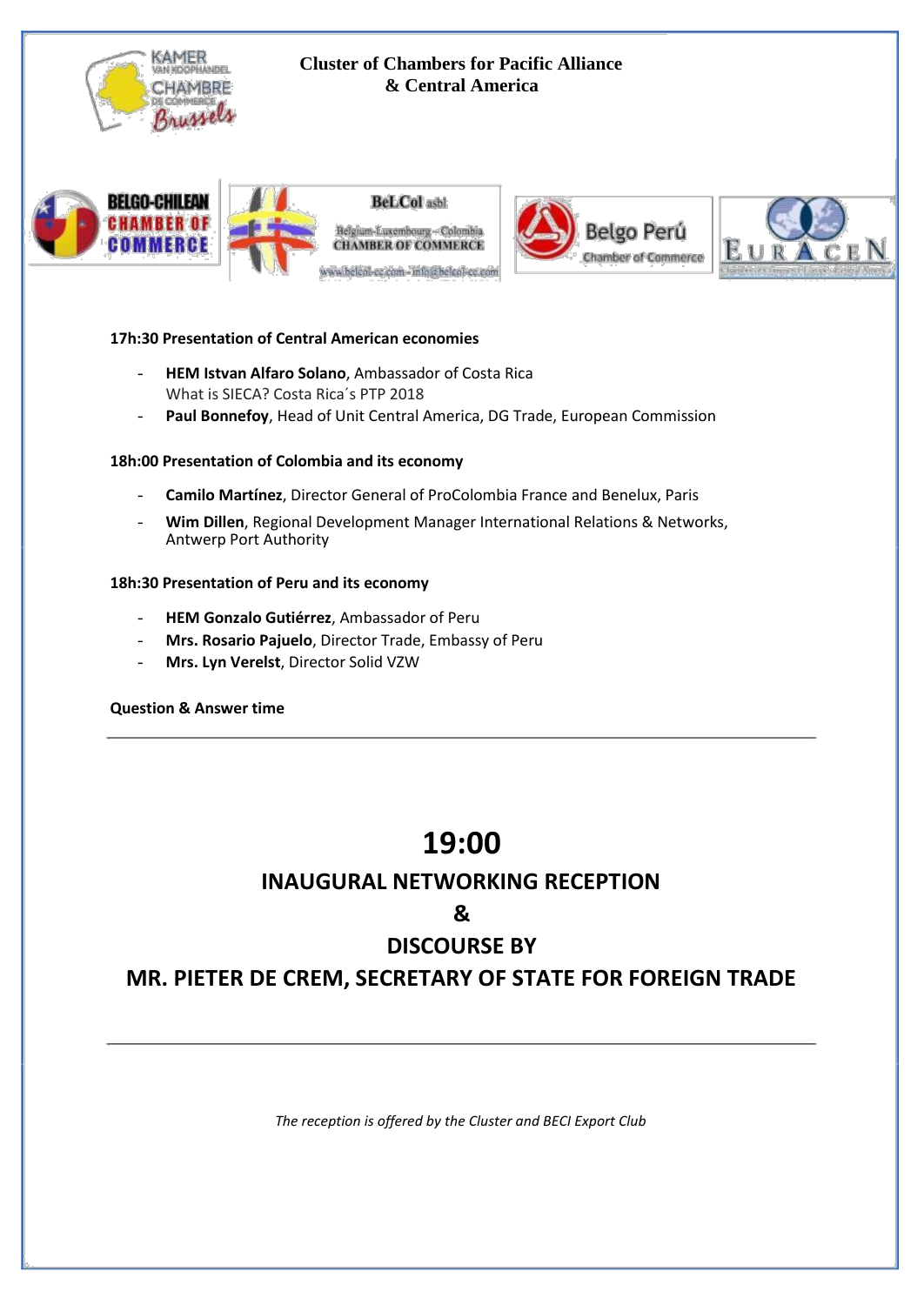**Cluster of Chambers for Pacific Alliance & Central America**

**17h:30 Presentation of Central American economies**

- **HEM Istvan Alfaro Solano**, Ambassador of Costa Rica
  What is SIECA? Costa Rica´s PTP 2018
- **Paul Bonnefoy**, Head of Unit Central America, DG Trade, European Commission

**18h:00 Presentation of Colombia and its economy**

- **Camilo Martínez**, Director General of ProColombia France and Benelux, Paris
- **Wim Dillen**, Regional Development Manager International Relations & Networks, Antwerp Port Authority

**18h:30 Presentation of Peru and its economy**

- **HEM Gonzalo Gutiérrez**, Ambassador of Peru
- **Mrs. Rosario Pajuelo**, Director Trade, Embassy of Peru
- **Mrs. Lyn Verelst**, Director Solid VZW

**Question & Answer time**

---

# 19:00

## INAUGURAL NETWORKING RECEPTION

## &

## DISCOURSE BY

## MR. PIETER DE CREM, SECRETARY OF STATE FOR FOREIGN TRADE

---

*The reception is offered by the Cluster and BECI Export Club*